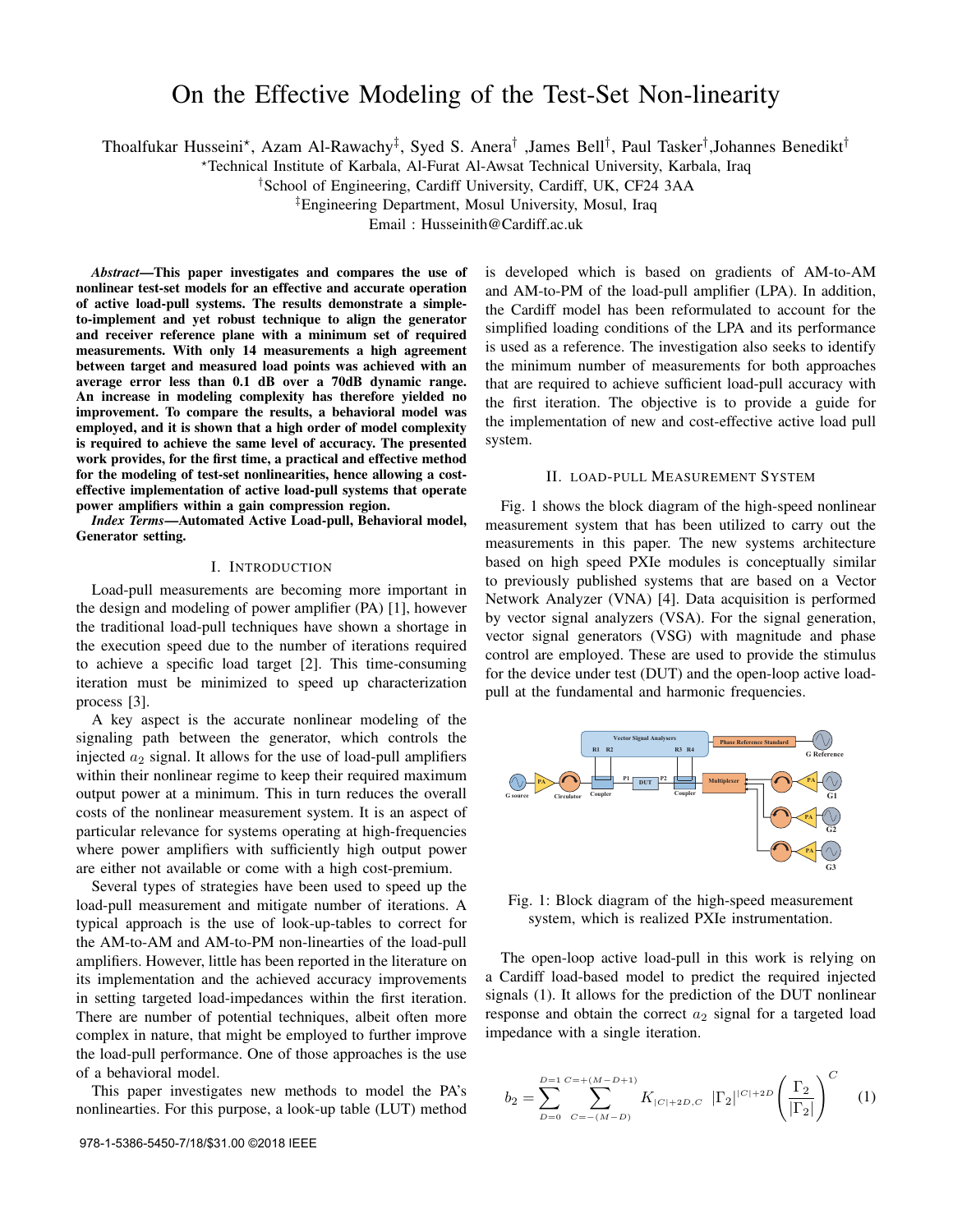# On the Effective Modeling of the Test-Set Non-linearity

Thoalfukar Husseini*, Azam Al-Rawachy‡, Syed S. Anera† ,James Bell†, Paul Tasker†,Johannes Benedikt†

*Technical Institute of Karbala, Al-Furat Al-Awsat Technical University, Karbala, Iraq

†School of Engineering, Cardiff University, Cardiff, UK, CF24 3AA

‡Engineering Department, Mosul University, Mosul, Iraq

Email : Husseinith@Cardiff.ac.uk

***Abstract*—This paper investigates and compares the use of nonlinear test-set models for an effective and accurate operation of active load-pull systems. The results demonstrate a simple-to-implement and yet robust technique to align the generator and receiver reference plane with a minimum set of required measurements. With only 14 measurements a high agreement between target and measured load points was achieved with an average error less than 0.1 dB over a 70dB dynamic range. An increase in modeling complexity has therefore yielded no improvement. To compare the results, a behavioral model was employed, and it is shown that a high order of model complexity is required to achieve the same level of accuracy. The presented work provides, for the first time, a practical and effective method for the modeling of test-set nonlinearities, hence allowing a cost-effective implementation of active load-pull systems that operate power amplifiers within a gain compression region.**

***Index Terms*—Automated Active Load-pull, Behavioral model, Generator setting.**

## I. Introduction

Load-pull measurements are becoming more important in the design and modeling of power amplifier (PA) [1], however the traditional load-pull techniques have shown a shortage in the execution speed due to the number of iterations required to achieve a specific load target [2]. This time-consuming iteration must be minimized to speed up characterization process [3].

A key aspect is the accurate nonlinear modeling of the signaling path between the generator, which controls the injected $a_2$ signal. It allows for the use of load-pull amplifiers within their nonlinear regime to keep their required maximum output power at a minimum. This in turn reduces the overall costs of the nonlinear measurement system. It is an aspect of particular relevance for systems operating at high-frequencies where power amplifiers with sufficiently high output power are either not available or come with a high cost-premium.

Several types of strategies have been used to speed up the load-pull measurement and mitigate number of iterations. A typical approach is the use of look-up-tables to correct for the AM-to-AM and AM-to-PM non-linearties of the load-pull amplifiers. However, little has been reported in the literature on its implementation and the achieved accuracy improvements in setting targeted load-impedances within the first iteration. There are number of potential techniques, albeit often more complex in nature, that might be employed to further improve the load-pull performance. One of those approaches is the use of a behavioral model.

This paper investigates new methods to model the PA's nonlinearities. For this purpose, a look-up table (LUT) method is developed which is based on gradients of AM-to-AM and AM-to-PM of the load-pull amplifier (LPA). In addition, the Cardiff model has been reformulated to account for the simplified loading conditions of the LPA and its performance is used as a reference. The investigation also seeks to identify the minimum number of measurements for both approaches that are required to achieve sufficient load-pull accuracy with the first iteration. The objective is to provide a guide for the implementation of new and cost-effective active load pull system.

## II. Load-Pull Measurement System

Fig. 1 shows the block diagram of the high-speed nonlinear measurement system that has been utilized to carry out the measurements in this paper. The new systems architecture based on high speed PXIe modules is conceptually similar to previously published systems that are based on a Vector Network Analyzer (VNA) [4]. Data acquisition is performed by vector signal analyzers (VSA). For the signal generation, vector signal generators (VSG) with magnitude and phase control are employed. These are used to provide the stimulus for the device under test (DUT) and the open-loop active load-pull at the fundamental and harmonic frequencies.

Fig. 1: Block diagram of the high-speed measurement system, which is realized PXIe instrumentation.

The open-loop active load-pull in this work is relying on a Cardiff load-based model to predict the required injected signals (1). It allows for the prediction of the DUT nonlinear response and obtain the correct $a_2$ signal for a targeted load impedance with a single iteration.

$$b_2 = \sum_{D=0}^{D=1} \sum_{C=-(M-D)}^{C=+(M-D+1)} K_{|C|+2D,C} \ |\Gamma_2|^{|C|+2D} \left(\frac{\Gamma_2}{|\Gamma_2|}\right)^C \quad (1)$$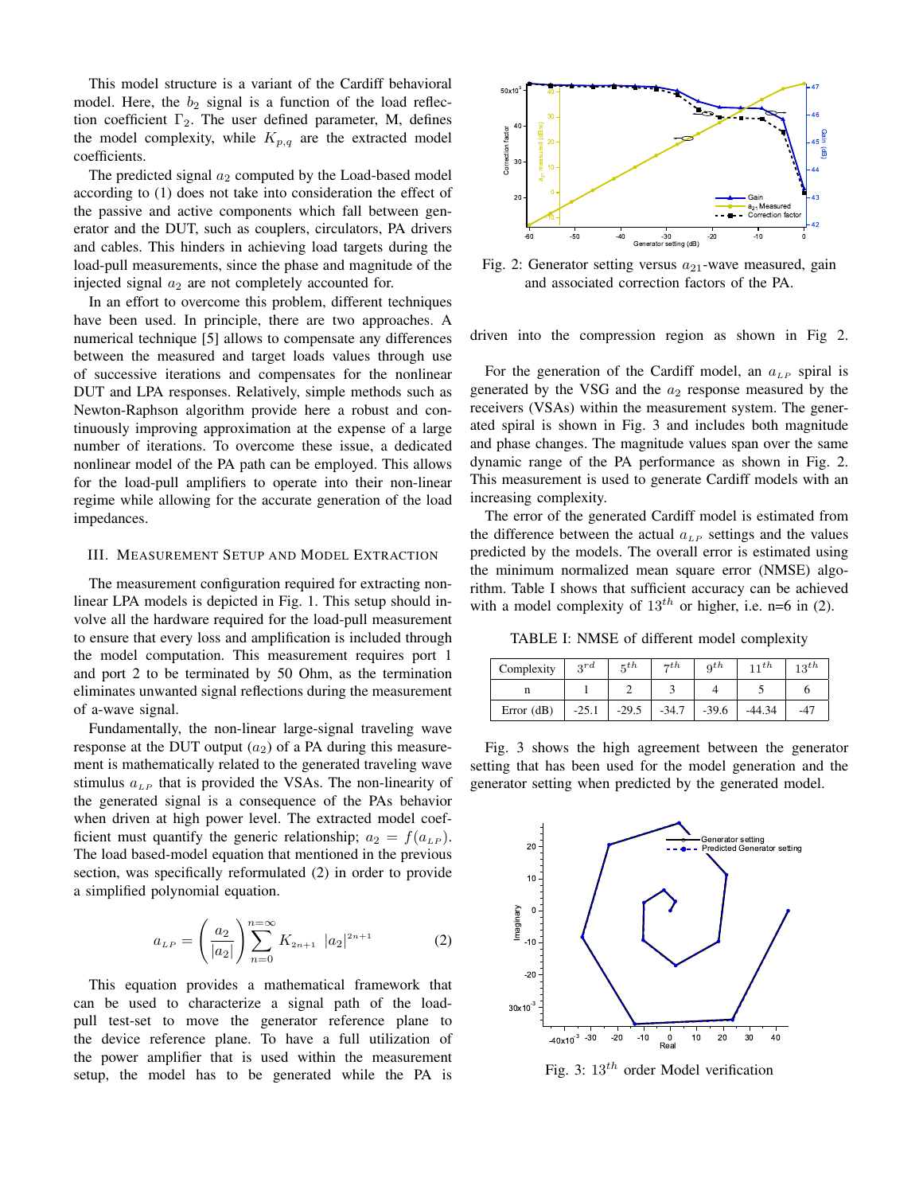This model structure is a variant of the Cardiff behavioral model. Here, the $b_2$ signal is a function of the load reflection coefficient $\Gamma_2$. The user defined parameter, M, defines the model complexity, while $K_{p,q}$ are the extracted model coefficients.

The predicted signal $a_2$ computed by the Load-based model according to (1) does not take into consideration the effect of the passive and active components which fall between generator and the DUT, such as couplers, circulators, PA drivers and cables. This hinders in achieving load targets during the load-pull measurements, since the phase and magnitude of the injected signal $a_2$ are not completely accounted for.

In an effort to overcome this problem, different techniques have been used. In principle, there are two approaches. A numerical technique [5] allows to compensate any differences between the measured and target loads values through use of successive iterations and compensates for the nonlinear DUT and LPA responses. Relatively, simple methods such as Newton-Raphson algorithm provide here a robust and continuously improving approximation at the expense of a large number of iterations. To overcome these issue, a dedicated nonlinear model of the PA path can be employed. This allows for the load-pull amplifiers to operate into their non-linear regime while allowing for the accurate generation of the load impedances.

## III. Measurement Setup and Model Extraction

The measurement configuration required for extracting nonlinear LPA models is depicted in Fig. 1. This setup should involve all the hardware required for the load-pull measurement to ensure that every loss and amplification is included through the model computation. This measurement requires port 1 and port 2 to be terminated by 50 Ohm, as the termination eliminates unwanted signal reflections during the measurement of a-wave signal.

Fundamentally, the non-linear large-signal traveling wave response at the DUT output ($a_2$) of a PA during this measurement is mathematically related to the generated traveling wave stimulus $a_{LP}$ that is provided the VSAs. The non-linearity of the generated signal is a consequence of the PAs behavior when driven at high power level. The extracted model coefficient must quantify the generic relationship; $a_2 = f(a_{LP})$. The load based-model equation that mentioned in the previous section, was specifically reformulated (2) in order to provide a simplified polynomial equation.

$$a_{LP} = \left(\frac{a_2}{|a_2|}\right) \sum_{n=0}^{n=\infty} K_{2n+1} \; |a_2|^{2n+1} \tag{2}$$

This equation provides a mathematical framework that can be used to characterize a signal path of the load-pull test-set to move the generator reference plane to the device reference plane. To have a full utilization of the power amplifier that is used within the measurement setup, the model has to be generated while the PA is driven into the compression region as shown in Fig 2.

Fig. 2: Generator setting versus $a_{21}$-wave measured, gain and associated correction factors of the PA.

For the generation of the Cardiff model, an $a_{LP}$ spiral is generated by the VSG and the $a_2$ response measured by the receivers (VSAs) within the measurement system. The generated spiral is shown in Fig. 3 and includes both magnitude and phase changes. The magnitude values span over the same dynamic range of the PA performance as shown in Fig. 2. This measurement is used to generate Cardiff models with an increasing complexity.

The error of the generated Cardiff model is estimated from the difference between the actual $a_{LP}$ settings and the values predicted by the models. The overall error is estimated using the minimum normalized mean square error (NMSE) algorithm. Table I shows that sufficient accuracy can be achieved with a model complexity of $13^{th}$ or higher, i.e. n=6 in (2).

TABLE I: NMSE of different model complexity

| Complexity | $3^{rd}$ | $5^{th}$ | $7^{th}$ | $9^{th}$ | $11^{th}$ | $13^{th}$ |
|---|---|---|---|---|---|---|
| n | 1 | 2 | 3 | 4 | 5 | 6 |
| Error (dB) | -25.1 | -29.5 | -34.7 | -39.6 | -44.34 | -47 |

Fig. 3 shows the high agreement between the generator setting that has been used for the model generation and the generator setting when predicted by the generated model.

Fig. 3: $13^{th}$ order Model verification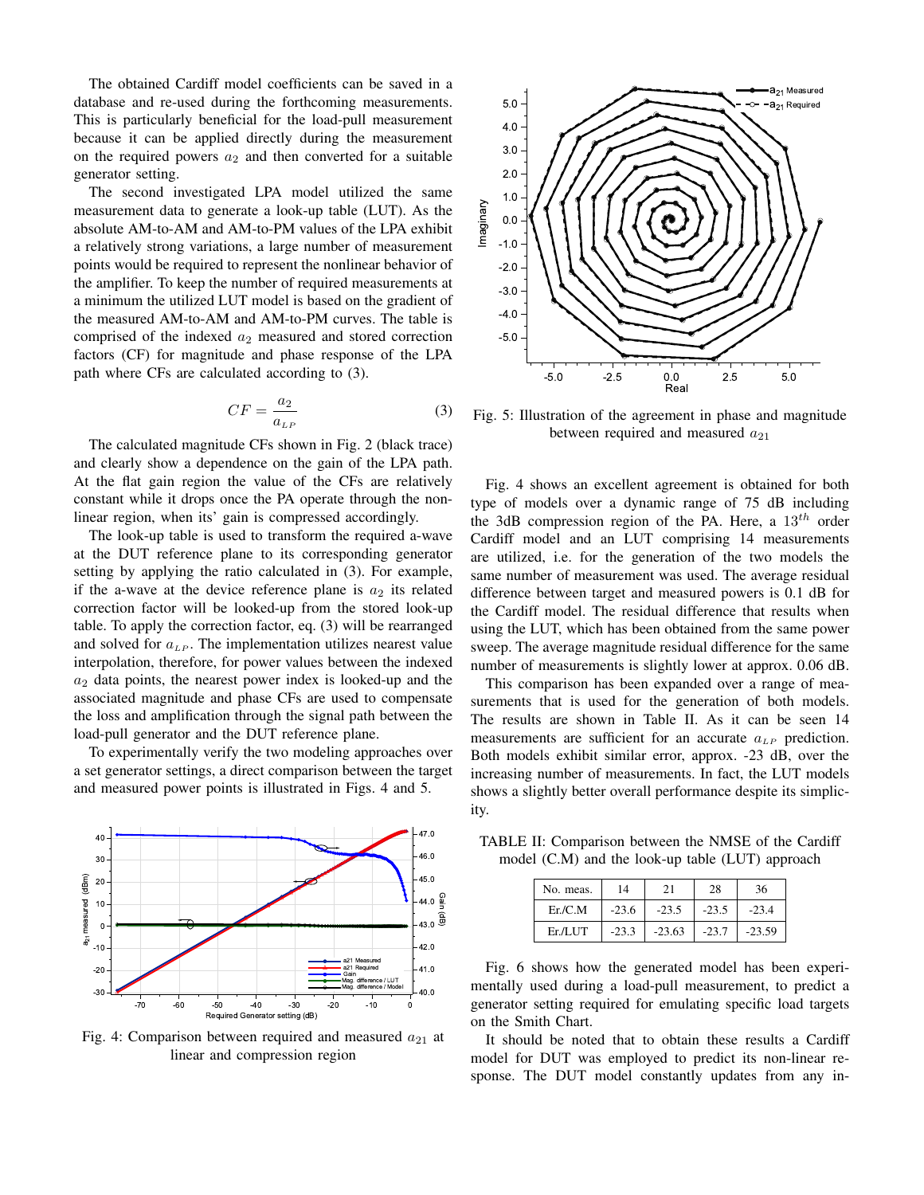The obtained Cardiff model coefficients can be saved in a database and re-used during the forthcoming measurements. This is particularly beneficial for the load-pull measurement because it can be applied directly during the measurement on the required powers $a_2$ and then converted for a suitable generator setting.

The second investigated LPA model utilized the same measurement data to generate a look-up table (LUT). As the absolute AM-to-AM and AM-to-PM values of the LPA exhibit a relatively strong variations, a large number of measurement points would be required to represent the nonlinear behavior of the amplifier. To keep the number of required measurements at a minimum the utilized LUT model is based on the gradient of the measured AM-to-AM and AM-to-PM curves. The table is comprised of the indexed $a_2$ measured and stored correction factors (CF) for magnitude and phase response of the LPA path where CFs are calculated according to (3).

$$CF = \frac{a_2}{a_{LP}} \tag{3}$$

The calculated magnitude CFs shown in Fig. 2 (black trace) and clearly show a dependence on the gain of the LPA path. At the flat gain region the value of the CFs are relatively constant while it drops once the PA operate through the non-linear region, when its' gain is compressed accordingly.

The look-up table is used to transform the required a-wave at the DUT reference plane to its corresponding generator setting by applying the ratio calculated in (3). For example, if the a-wave at the device reference plane is $a_2$ its related correction factor will be looked-up from the stored look-up table. To apply the correction factor, eq. (3) will be rearranged and solved for $a_{LP}$. The implementation utilizes nearest value interpolation, therefore, for power values between the indexed $a_2$ data points, the nearest power index is looked-up and the associated magnitude and phase CFs are used to compensate the loss and amplification through the signal path between the load-pull generator and the DUT reference plane.

To experimentally verify the two modeling approaches over a set generator settings, a direct comparison between the target and measured power points is illustrated in Figs. 4 and 5.

Fig. 4: Comparison between required and measured $a_{21}$ at linear and compression region

Fig. 5: Illustration of the agreement in phase and magnitude between required and measured $a_{21}$

Fig. 4 shows an excellent agreement is obtained for both type of models over a dynamic range of 75 dB including the 3dB compression region of the PA. Here, a $13^{th}$ order Cardiff model and an LUT comprising 14 measurements are utilized, i.e. for the generation of the two models the same number of measurement was used. The average residual difference between target and measured powers is 0.1 dB for the Cardiff model. The residual difference that results when using the LUT, which has been obtained from the same power sweep. The average magnitude residual difference for the same number of measurements is slightly lower at approx. 0.06 dB.

This comparison has been expanded over a range of measurements that is used for the generation of both models. The results are shown in Table II. As it can be seen 14 measurements are sufficient for an accurate $a_{LP}$ prediction. Both models exhibit similar error, approx. -23 dB, over the increasing number of measurements. In fact, the LUT models shows a slightly better overall performance despite its simplicity.

TABLE II: Comparison between the NMSE of the Cardiff model (C.M) and the look-up table (LUT) approach

| No. meas. | 14 | 21 | 28 | 36 |
|---|---|---|---|---|
| Er./C.M | -23.6 | -23.5 | -23.5 | -23.4 |
| Er./LUT | -23.3 | -23.63 | -23.7 | -23.59 |

Fig. 6 shows how the generated model has been experimentally used during a load-pull measurement, to predict a generator setting required for emulating specific load targets on the Smith Chart.

It should be noted that to obtain these results a Cardiff model for DUT was employed to predict its non-linear response. The DUT model constantly updates from any in-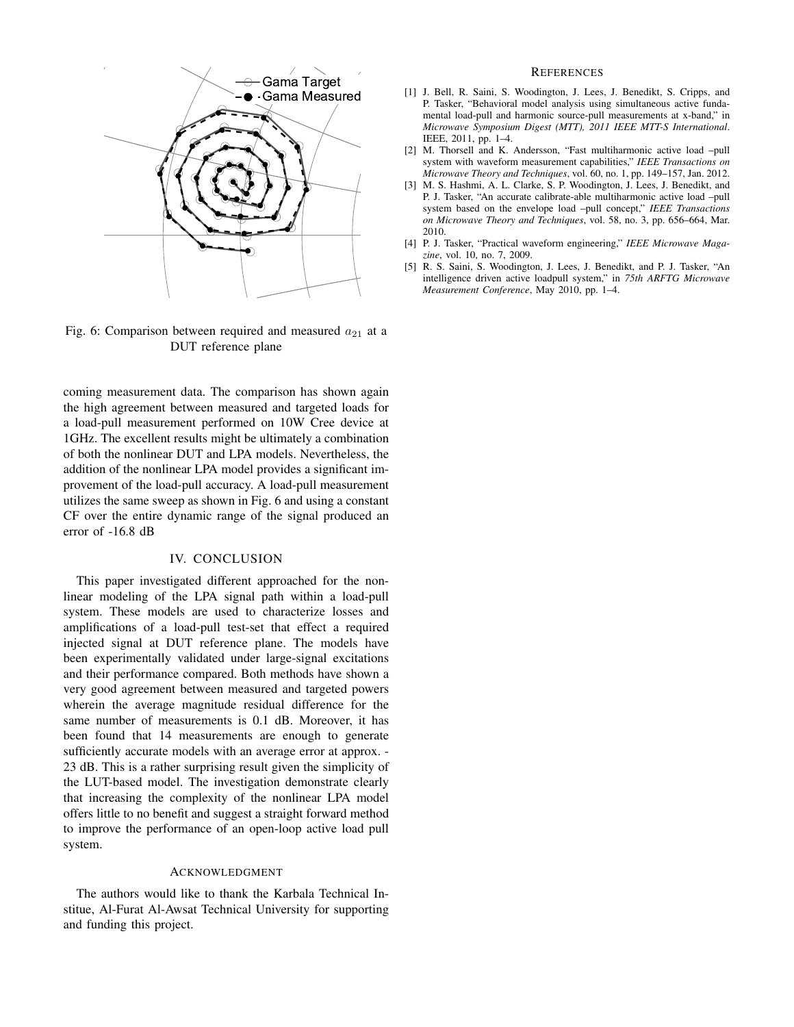Gama Target
Gama Measured

Fig. 6: Comparison between required and measured $a_{21}$ at a DUT reference plane

coming measurement data. The comparison has shown again the high agreement between measured and targeted loads for a load-pull measurement performed on 10W Cree device at 1GHz. The excellent results might be ultimately a combination of both the nonlinear DUT and LPA models. Nevertheless, the addition of the nonlinear LPA model provides a significant improvement of the load-pull accuracy. A load-pull measurement utilizes the same sweep as shown in Fig. 6 and using a constant CF over the entire dynamic range of the signal produced an error of -16.8 dB

## IV. Conclusion

This paper investigated different approached for the nonlinear modeling of the LPA signal path within a load-pull system. These models are used to characterize losses and amplifications of a load-pull test-set that effect a required injected signal at DUT reference plane. The models have been experimentally validated under large-signal excitations and their performance compared. Both methods have shown a very good agreement between measured and targeted powers wherein the average magnitude residual difference for the same number of measurements is 0.1 dB. Moreover, it has been found that 14 measurements are enough to generate sufficiently accurate models with an average error at approx. -23 dB. This is a rather surprising result given the simplicity of the LUT-based model. The investigation demonstrate clearly that increasing the complexity of the nonlinear LPA model offers little to no benefit and suggest a straight forward method to improve the performance of an open-loop active load pull system.

## Acknowledgment

The authors would like to thank the Karbala Technical Institue, Al-Furat Al-Awsat Technical University for supporting and funding this project.

## References

[1] J. Bell, R. Saini, S. Woodington, J. Lees, J. Benedikt, S. Cripps, and P. Tasker, "Behavioral model analysis using simultaneous active fundamental load-pull and harmonic source-pull measurements at x-band," in *Microwave Symposium Digest (MTT), 2011 IEEE MTT-S International*. IEEE, 2011, pp. 1–4.

[2] M. Thorsell and K. Andersson, "Fast multiharmonic active load –pull system with waveform measurement capabilities," *IEEE Transactions on Microwave Theory and Techniques*, vol. 60, no. 1, pp. 149–157, Jan. 2012.

[3] M. S. Hashmi, A. L. Clarke, S. P. Woodington, J. Lees, J. Benedikt, and P. J. Tasker, "An accurate calibrate-able multiharmonic active load –pull system based on the envelope load –pull concept," *IEEE Transactions on Microwave Theory and Techniques*, vol. 58, no. 3, pp. 656–664, Mar. 2010.

[4] P. J. Tasker, "Practical waveform engineering," *IEEE Microwave Magazine*, vol. 10, no. 7, 2009.

[5] R. S. Saini, S. Woodington, J. Lees, J. Benedikt, and P. J. Tasker, "An intelligence driven active loadpull system," in *75th ARFTG Microwave Measurement Conference*, May 2010, pp. 1–4.